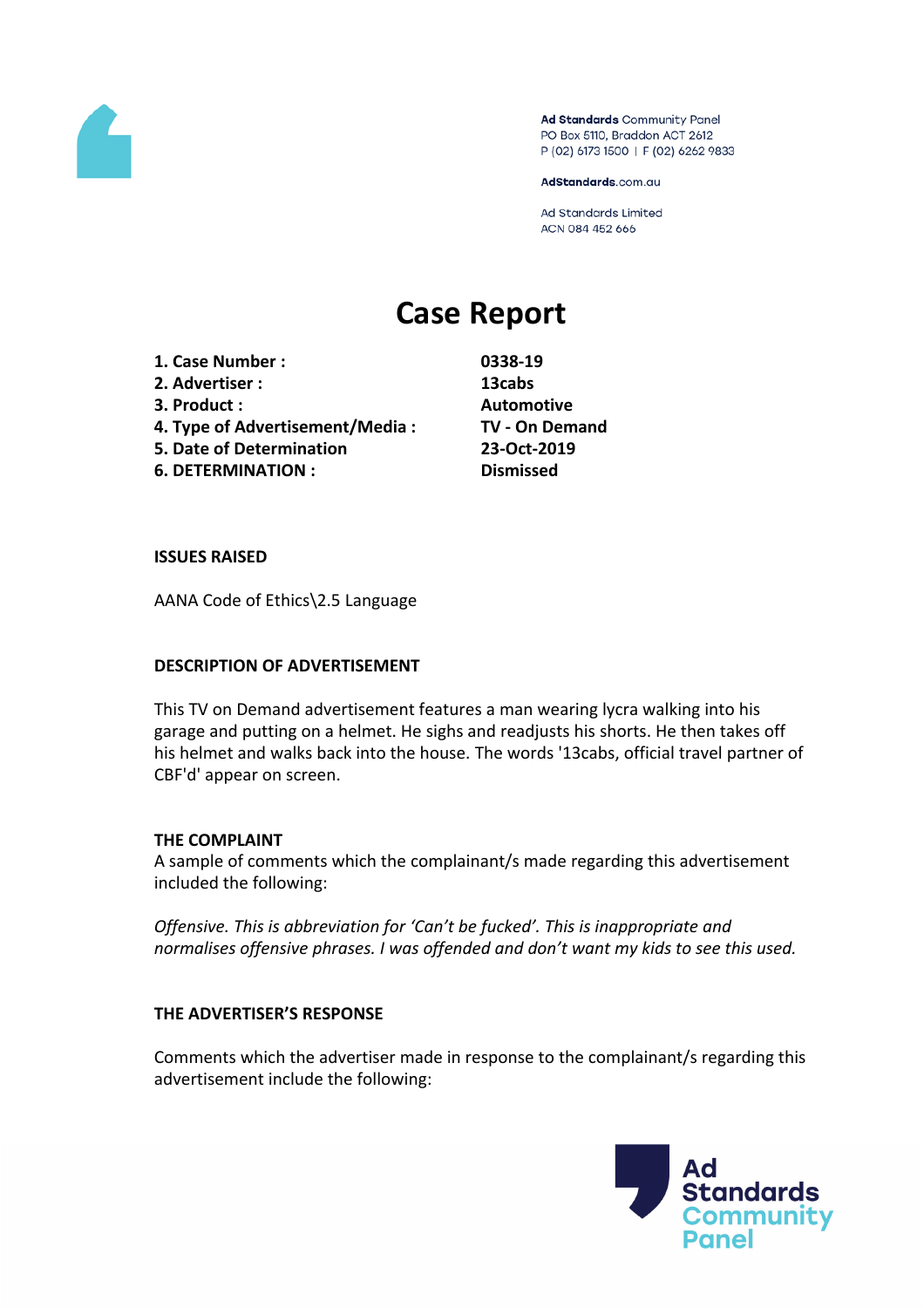Ad Standards Community Panel
PO Box 5110, Braddon ACT 2612
P (02) 6173 1500 | F (02) 6262 9833

AdStandards.com.au

Ad Standards Limited
ACN 084 452 666

# Case Report

| | |
|---|---|
| **1. Case Number :** | **0338-19** |
| **2. Advertiser :** | **13cabs** |
| **3. Product :** | **Automotive** |
| **4. Type of Advertisement/Media :** | **TV - On Demand** |
| **5. Date of Determination** | **23-Oct-2019** |
| **6. DETERMINATION :** | **Dismissed** |

**ISSUES RAISED**

AANA Code of Ethics\2.5 Language

**DESCRIPTION OF ADVERTISEMENT**

This TV on Demand advertisement features a man wearing lycra walking into his garage and putting on a helmet. He sighs and readjusts his shorts. He then takes off his helmet and walks back into the house. The words '13cabs, official travel partner of CBF'd' appear on screen.

**THE COMPLAINT**

A sample of comments which the complainant/s made regarding this advertisement included the following:

*Offensive. This is abbreviation for 'Can't be fucked'. This is inappropriate and normalises offensive phrases. I was offended and don't want my kids to see this used.*

**THE ADVERTISER'S RESPONSE**

Comments which the advertiser made in response to the complainant/s regarding this advertisement include the following: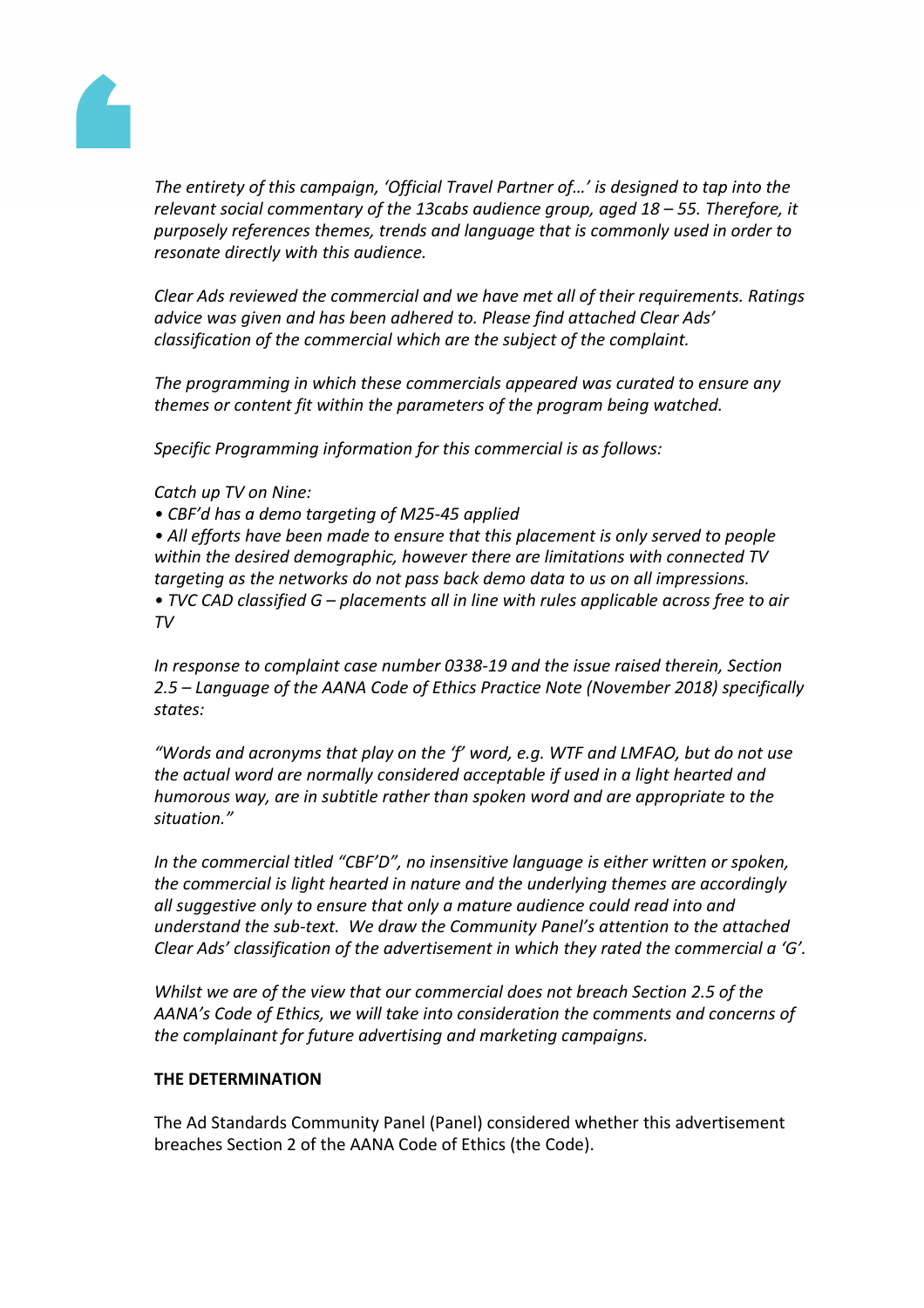*The entirety of this campaign, 'Official Travel Partner of…' is designed to tap into the relevant social commentary of the 13cabs audience group, aged 18 – 55. Therefore, it purposely references themes, trends and language that is commonly used in order to resonate directly with this audience.*

*Clear Ads reviewed the commercial and we have met all of their requirements. Ratings advice was given and has been adhered to. Please find attached Clear Ads' classification of the commercial which are the subject of the complaint.*

*The programming in which these commercials appeared was curated to ensure any themes or content fit within the parameters of the program being watched.*

*Specific Programming information for this commercial is as follows:*

*Catch up TV on Nine:*
- *CBF'd has a demo targeting of M25-45 applied*
- *All efforts have been made to ensure that this placement is only served to people within the desired demographic, however there are limitations with connected TV targeting as the networks do not pass back demo data to us on all impressions.*
- *TVC CAD classified G – placements all in line with rules applicable across free to air TV*

*In response to complaint case number 0338-19 and the issue raised therein, Section 2.5 – Language of the AANA Code of Ethics Practice Note (November 2018) specifically states:*

*"Words and acronyms that play on the 'f' word, e.g. WTF and LMFAO, but do not use the actual word are normally considered acceptable if used in a light hearted and humorous way, are in subtitle rather than spoken word and are appropriate to the situation."*

*In the commercial titled "CBF'D", no insensitive language is either written or spoken, the commercial is light hearted in nature and the underlying themes are accordingly all suggestive only to ensure that only a mature audience could read into and understand the sub-text. We draw the Community Panel's attention to the attached Clear Ads' classification of the advertisement in which they rated the commercial a 'G'.*

*Whilst we are of the view that our commercial does not breach Section 2.5 of the AANA's Code of Ethics, we will take into consideration the comments and concerns of the complainant for future advertising and marketing campaigns.*

**THE DETERMINATION**

The Ad Standards Community Panel (Panel) considered whether this advertisement breaches Section 2 of the AANA Code of Ethics (the Code).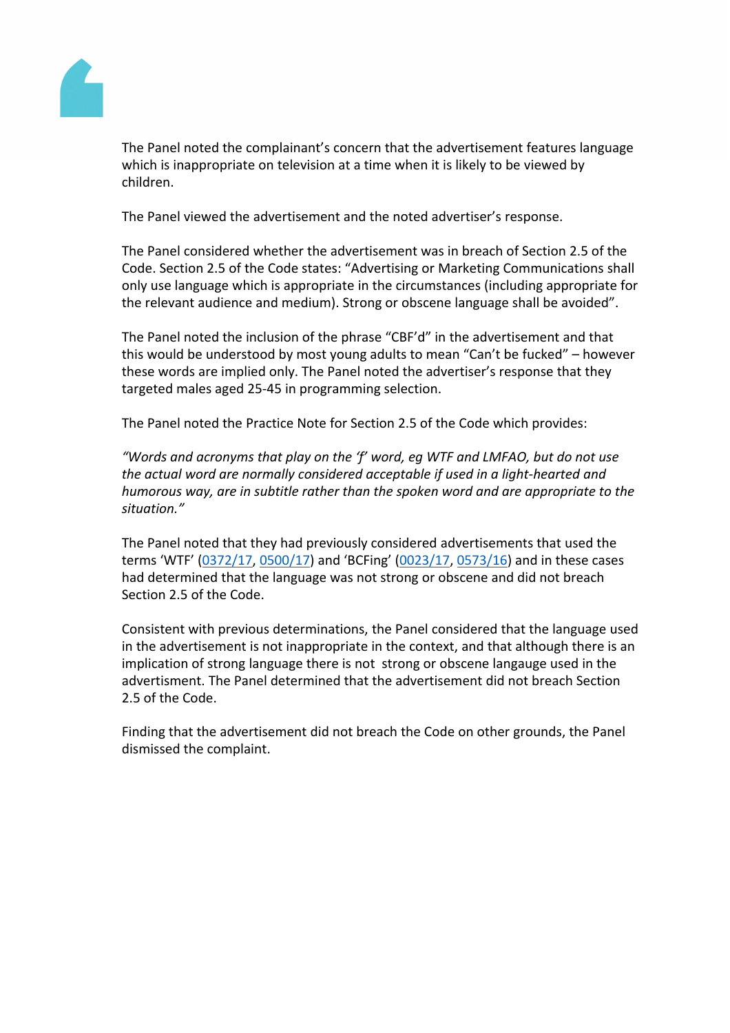The Panel noted the complainant's concern that the advertisement features language which is inappropriate on television at a time when it is likely to be viewed by children.

The Panel viewed the advertisement and the noted advertiser's response.

The Panel considered whether the advertisement was in breach of Section 2.5 of the Code. Section 2.5 of the Code states: "Advertising or Marketing Communications shall only use language which is appropriate in the circumstances (including appropriate for the relevant audience and medium). Strong or obscene language shall be avoided".

The Panel noted the inclusion of the phrase "CBF'd" in the advertisement and that this would be understood by most young adults to mean "Can't be fucked" – however these words are implied only. The Panel noted the advertiser's response that they targeted males aged 25-45 in programming selection.

The Panel noted the Practice Note for Section 2.5 of the Code which provides:

*"Words and acronyms that play on the 'f' word, eg WTF and LMFAO, but do not use the actual word are normally considered acceptable if used in a light-hearted and humorous way, are in subtitle rather than the spoken word and are appropriate to the situation."*

The Panel noted that they had previously considered advertisements that used the terms 'WTF' (0372/17, 0500/17) and 'BCFing' (0023/17, 0573/16) and in these cases had determined that the language was not strong or obscene and did not breach Section 2.5 of the Code.

Consistent with previous determinations, the Panel considered that the language used in the advertisement is not inappropriate in the context, and that although there is an implication of strong language there is not  strong or obscene langauge used in the advertisment. The Panel determined that the advertisement did not breach Section 2.5 of the Code.

Finding that the advertisement did not breach the Code on other grounds, the Panel dismissed the complaint.